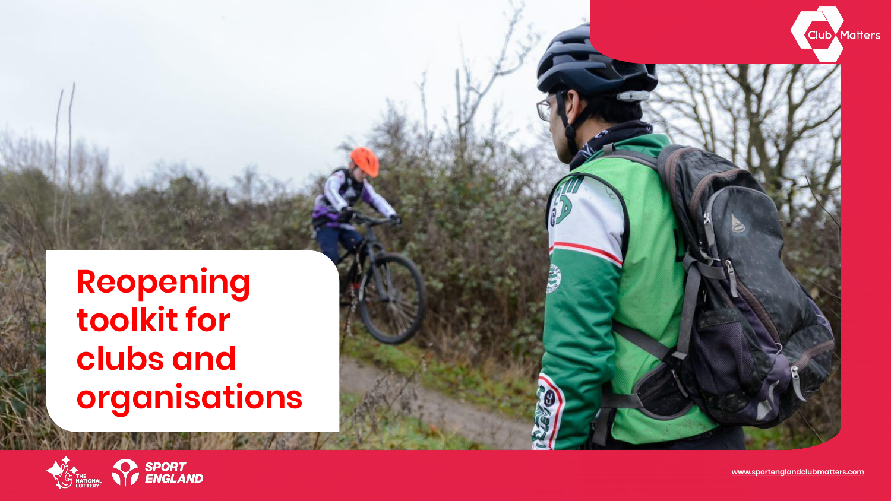Club Matters

# Reopening toolkit for clubs and organisations

THE NATIONAL LOTTERY

SPORT ENGLAND

www.sportenglandclubmatters.com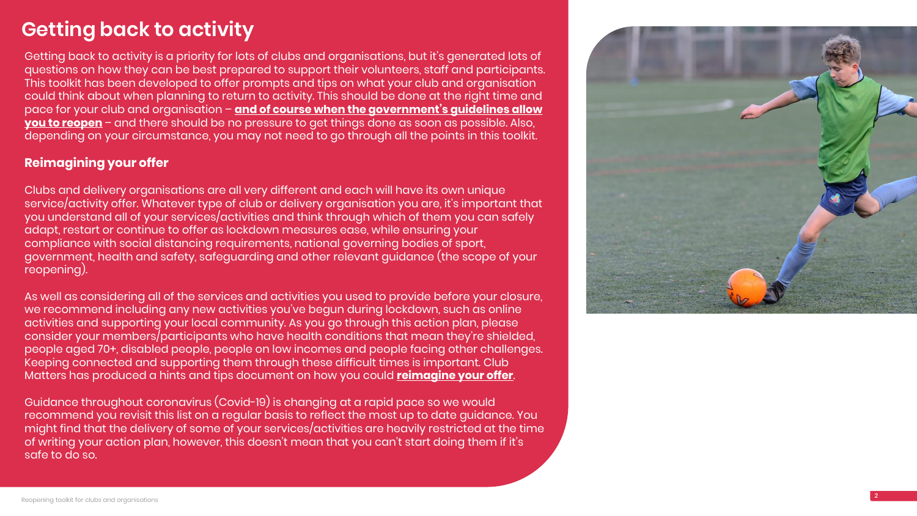# Getting back to activity

Getting back to activity is a priority for lots of clubs and organisations, but it's generated lots of questions on how they can be best prepared to support their volunteers, staff and participants. This toolkit has been developed to offer prompts and tips on what your club and organisation could think about when planning to return to activity. This should be done at the right time and pace for your club and organisation – **and of course when the government's guidelines allow you to reopen** – and there should be no pressure to get things done as soon as possible. Also, depending on your circumstance, you may not need to go through all the points in this toolkit.

## Reimagining your offer

Clubs and delivery organisations are all very different and each will have its own unique service/activity offer. Whatever type of club or delivery organisation you are, it's important that you understand all of your services/activities and think through which of them you can safely adapt, restart or continue to offer as lockdown measures ease, while ensuring your compliance with social distancing requirements, national governing bodies of sport, government, health and safety, safeguarding and other relevant guidance (the scope of your reopening).

As well as considering all of the services and activities you used to provide before your closure, we recommend including any new activities you've begun during lockdown, such as online activities and supporting your local community. As you go through this action plan, please consider your members/participants who have health conditions that mean they're shielded, people aged 70+, disabled people, people on low incomes and people facing other challenges. Keeping connected and supporting them through these difficult times is important. Club Matters has produced a hints and tips document on how you could **reimagine your offer**.

Guidance throughout coronavirus (Covid-19) is changing at a rapid pace so we would recommend you revisit this list on a regular basis to reflect the most up to date guidance. You might find that the delivery of some of your services/activities are heavily restricted at the time of writing your action plan, however, this doesn't mean that you can't start doing them if it's safe to do so.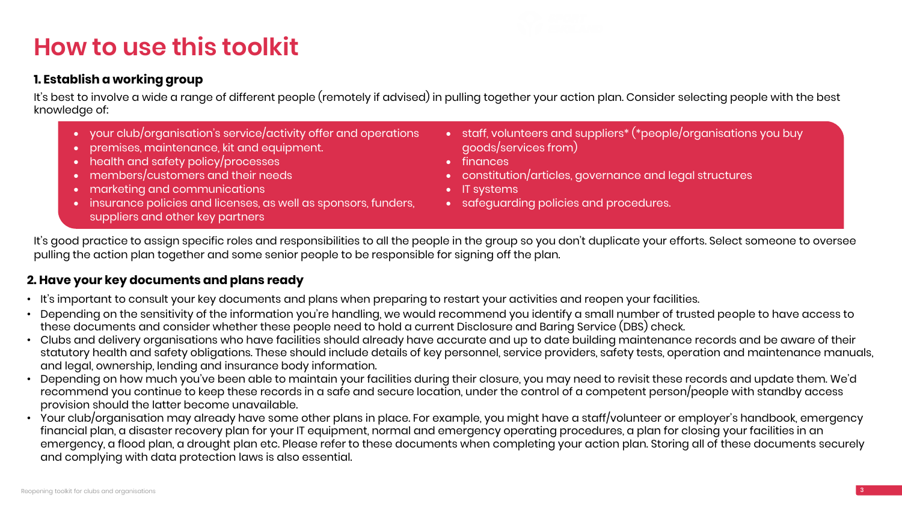# How to use this toolkit

### 1. Establish a working group

It's best to involve a wide a range of different people (remotely if advised) in pulling together your action plan. Consider selecting people with the best knowledge of:

- your club/organisation's service/activity offer and operations
- premises, maintenance, kit and equipment.
- health and safety policy/processes
- members/customers and their needs
- marketing and communications
- insurance policies and licenses, as well as sponsors, funders, suppliers and other key partners
- staff, volunteers and suppliers* (*people/organisations you buy goods/services from)
- finances
- constitution/articles, governance and legal structures
- IT systems
- safeguarding policies and procedures.

It's good practice to assign specific roles and responsibilities to all the people in the group so you don't duplicate your efforts. Select someone to oversee pulling the action plan together and some senior people to be responsible for signing off the plan.

### 2. Have your key documents and plans ready

- It's important to consult your key documents and plans when preparing to restart your activities and reopen your facilities.
- Depending on the sensitivity of the information you're handling, we would recommend you identify a small number of trusted people to have access to these documents and consider whether these people need to hold a current Disclosure and Baring Service (DBS) check.
- Clubs and delivery organisations who have facilities should already have accurate and up to date building maintenance records and be aware of their statutory health and safety obligations. These should include details of key personnel, service providers, safety tests, operation and maintenance manuals, and legal, ownership, lending and insurance body information.
- Depending on how much you've been able to maintain your facilities during their closure, you may need to revisit these records and update them. We'd recommend you continue to keep these records in a safe and secure location, under the control of a competent person/people with standby access provision should the latter become unavailable.
- Your club/organisation may already have some other plans in place. For example, you might have a staff/volunteer or employer's handbook, emergency financial plan, a disaster recovery plan for your IT equipment, normal and emergency operating procedures, a plan for closing your facilities in an emergency, a flood plan, a drought plan etc. Please refer to these documents when completing your action plan. Storing all of these documents securely and complying with data protection laws is also essential.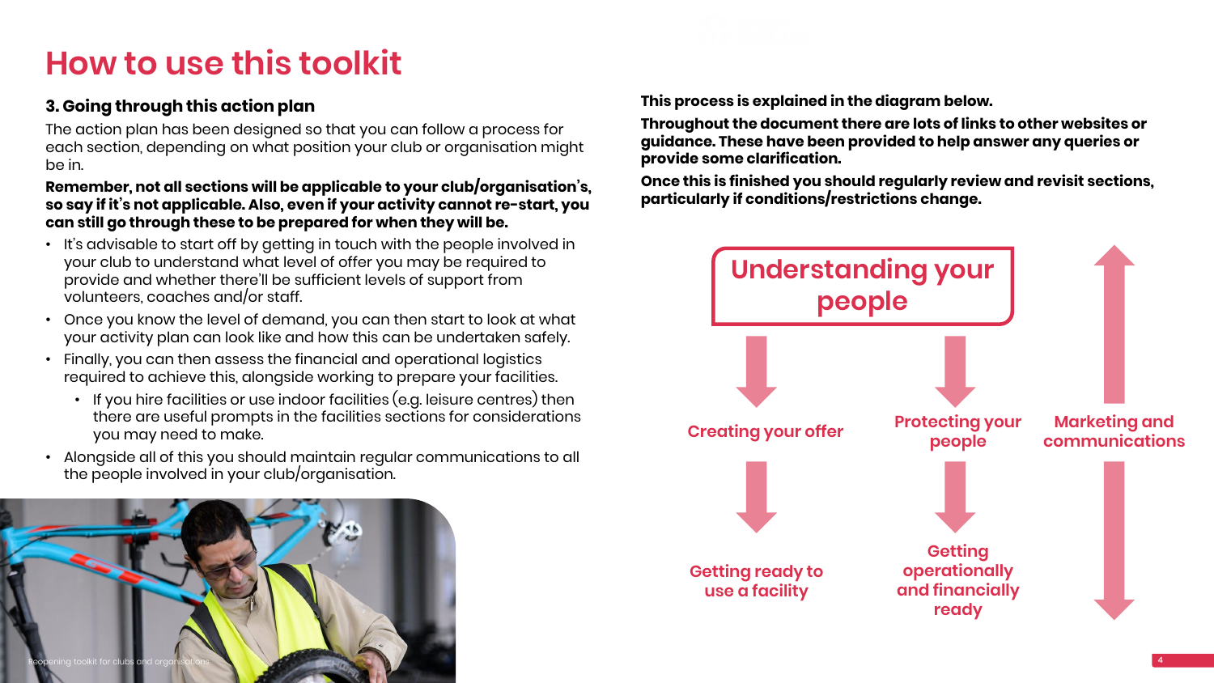# How to use this toolkit

### 3. Going through this action plan

The action plan has been designed so that you can follow a process for each section, depending on what position your club or organisation might be in.

**Remember, not all sections will be applicable to your club/organisation's, so say if it's not applicable. Also, even if your activity cannot re-start, you can still go through these to be prepared for when they will be.**

- It's advisable to start off by getting in touch with the people involved in your club to understand what level of offer you may be required to provide and whether there'll be sufficient levels of support from volunteers, coaches and/or staff.
- Once you know the level of demand, you can then start to look at what your activity plan can look like and how this can be undertaken safely.
- Finally, you can then assess the financial and operational logistics required to achieve this, alongside working to prepare your facilities.
  - If you hire facilities or use indoor facilities (e.g. leisure centres) then there are useful prompts in the facilities sections for considerations you may need to make.
- Alongside all of this you should maintain regular communications to all the people involved in your club/organisation.

**This process is explained in the diagram below.**

**Throughout the document there are lots of links to other websites or guidance. These have been provided to help answer any queries or provide some clarification.**

**Once this is finished you should regularly review and revisit sections, particularly if conditions/restrictions change.**

Understanding your people

Creating your offer

Protecting your people

Marketing and communications

Getting ready to use a facility

Getting operationally and financially ready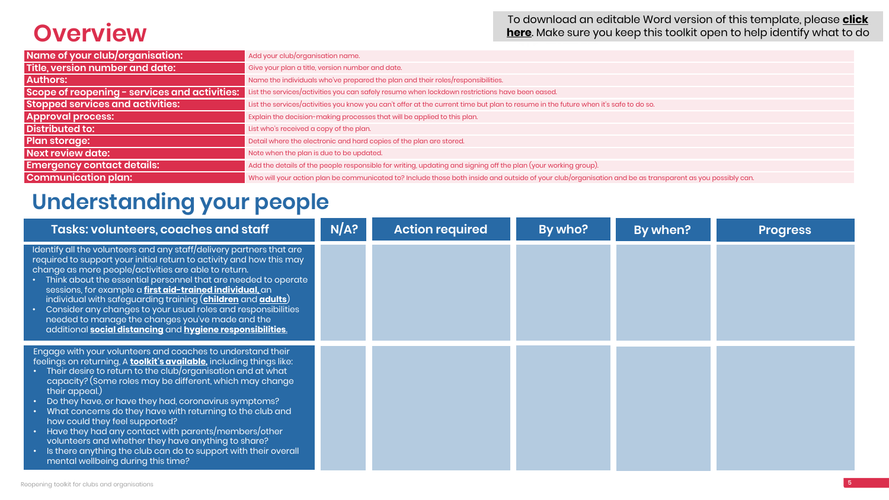# Overview

To download an editable Word version of this template, please **click here**. Make sure you keep this toolkit open to help identify what to do

| | |
|---|---|
| **Name of your club/organisation:** | Add your club/organisation name. |
| **Title, version number and date:** | Give your plan a title, version number and date. |
| **Authors:** | Name the individuals who've prepared the plan and their roles/responsibilities. |
| **Scope of reopening - services and activities:** | List the services/activities you can safely resume when lockdown restrictions have been eased. |
| **Stopped services and activities:** | List the services/activities you know you can't offer at the current time but plan to resume in the future when it's safe to do so. |
| **Approval process:** | Explain the decision-making processes that will be applied to this plan. |
| **Distributed to:** | List who's received a copy of the plan. |
| **Plan storage:** | Detail where the electronic and hard copies of the plan are stored. |
| **Next review date:** | Note when the plan is due to be updated. |
| **Emergency contact details:** | Add the details of the people responsible for writing, updating and signing off the plan (your working group). |
| **Communication plan:** | Who will your action plan be communicated to? Include those both inside and outside of your club/organisation and be as transparent as you possibly can. |

# Understanding your people

| Tasks: volunteers, coaches and staff | N/A? | Action required | By who? | By when? | Progress |
|---|---|---|---|---|---|
| Identify all the volunteers and any staff/delivery partners that are required to support your initial return to activity and how this may change as more people/activities are able to return.<br>• Think about the essential personnel that are needed to operate sessions, for example a **first aid-trained individual**, an individual with safeguarding training (**children** and **adults**)<br>• Consider any changes to your usual roles and responsibilities needed to manage the changes you've made and the additional **social distancing** and **hygiene responsibilities**. | | | | | |
| Engage with your volunteers and coaches to understand their feelings on returning. A **toolkit's available**, including things like:<br>• Their desire to return to the club/organisation and at what capacity? (Some roles may be different, which may change their appeal.)<br>• Do they have, or have they had, coronavirus symptoms?<br>• What concerns do they have with returning to the club and how could they feel supported?<br>• Have they had any contact with parents/members/other volunteers and whether they have anything to share?<br>• Is there anything the club can do to support with their overall mental wellbeing during this time? | | | | | |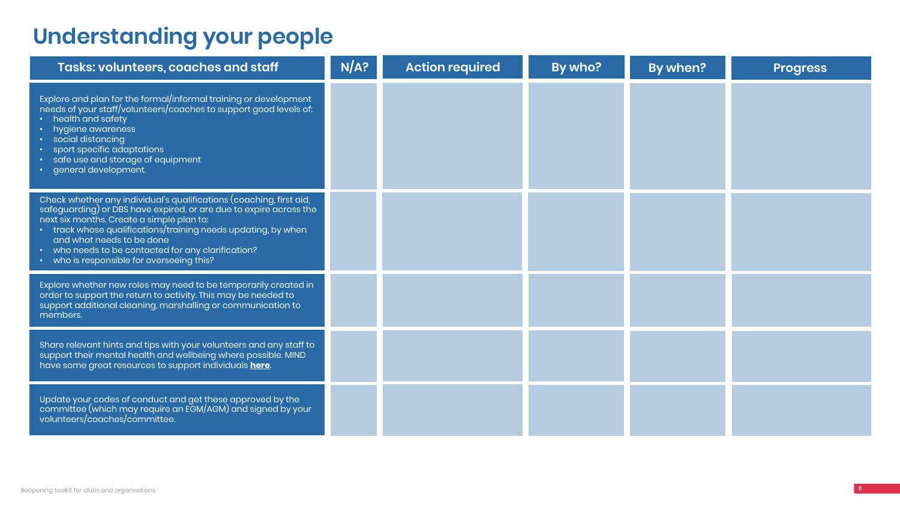# Understanding your people

| Tasks: volunteers, coaches and staff | N/A? | Action required | By who? | By when? | Progress |
|---|---|---|---|---|---|
| Explore and plan for the formal/informal training or development needs of your staff/volunteers/coaches to support good levels of:<br>• health and safety<br>• hygiene awareness<br>• social distancing<br>• sport specific adaptations<br>• safe use and storage of equipment<br>• general development. | | | | | |
| Check whether any individual's qualifications (coaching, first aid, safeguarding) or DBS have expired, or are due to expire across the next six months. Create a simple plan to:<br>• track whose qualifications/training needs updating, by when and what needs to be done<br>• who needs to be contacted for any clarification?<br>• who is responsible for overseeing this? | | | | | |
| Explore whether new roles may need to be temporarily created in order to support the return to activity. This may be needed to support additional cleaning, marshalling or communication to members. | | | | | |
| Share relevant hints and tips with your volunteers and any staff to support their mental health and wellbeing where possible. MIND have some great resources to support individuals **here**. | | | | | |
| Update your codes of conduct and get these approved by the committee (which may require an EGM/AGM) and signed by your volunteers/coaches/committee. | | | | | |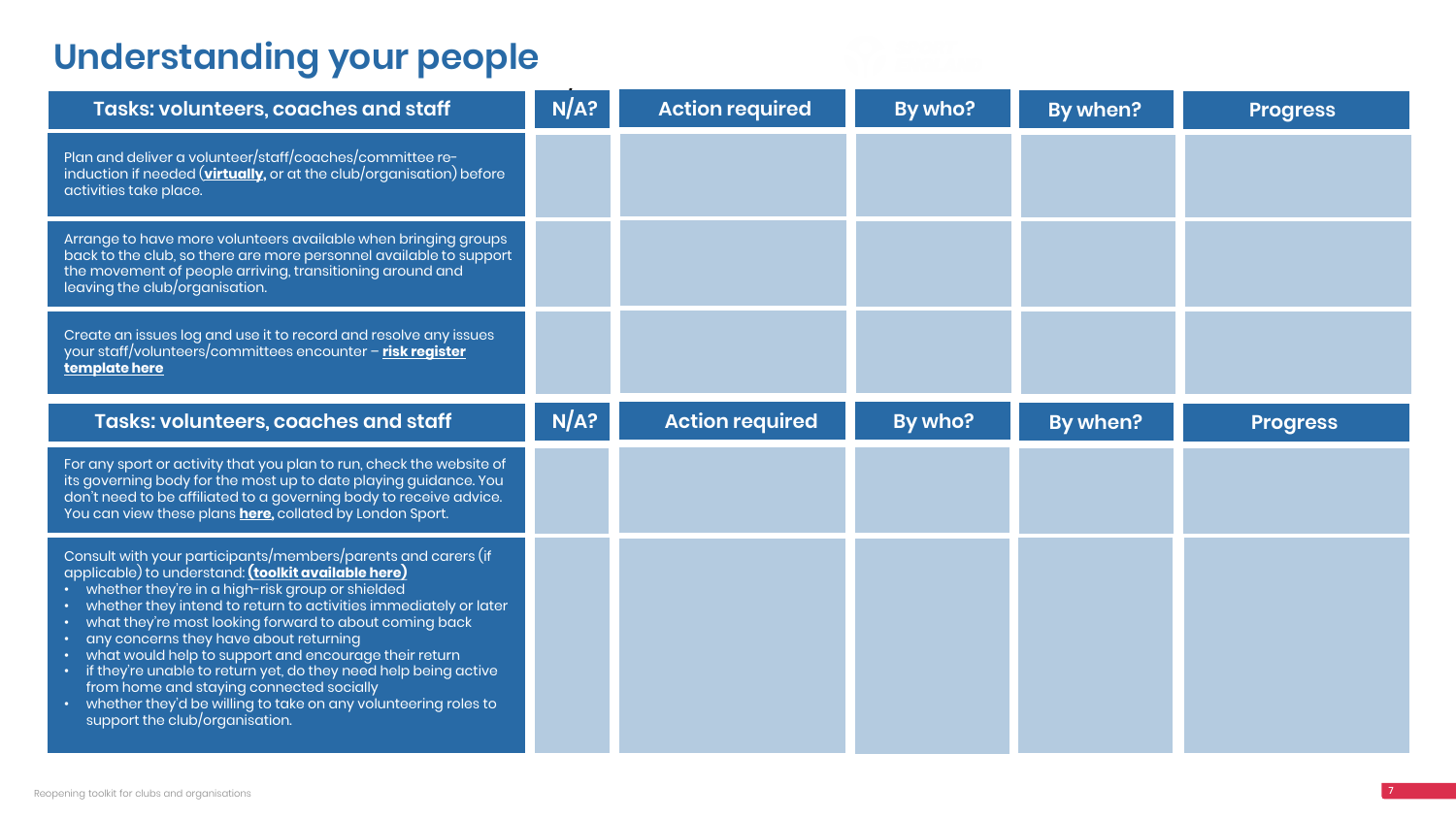# Understanding your people

| Tasks: volunteers, coaches and staff | N/A? | Action required | By who? | By when? | Progress |
|---|---|---|---|---|---|
| Plan and deliver a volunteer/staff/coaches/committee re-induction if needed (**virtually**, or at the club/organisation) before activities take place. | | | | | |
| Arrange to have more volunteers available when bringing groups back to the club, so there are more personnel available to support the movement of people arriving, transitioning around and leaving the club/organisation. | | | | | |
| Create an issues log and use it to record and resolve any issues your staff/volunteers/committees encounter – **risk register template here** | | | | | |

| Tasks: volunteers, coaches and staff | N/A? | Action required | By who? | By when? | Progress |
|---|---|---|---|---|---|
| For any sport or activity that you plan to run, check the website of its governing body for the most up to date playing guidance. You don't need to be affiliated to a governing body to receive advice. You can view these plans **here,** collated by London Sport. | | | | | |
| Consult with your participants/members/parents and carers (if applicable) to understand: **(toolkit available here)**<br>• whether they're in a high-risk group or shielded<br>• whether they intend to return to activities immediately or later<br>• what they're most looking forward to about coming back<br>• any concerns they have about returning<br>• what would help to support and encourage their return<br>• if they're unable to return yet, do they need help being active from home and staying connected socially<br>• whether they'd be willing to take on any volunteering roles to support the club/organisation. | | | | | |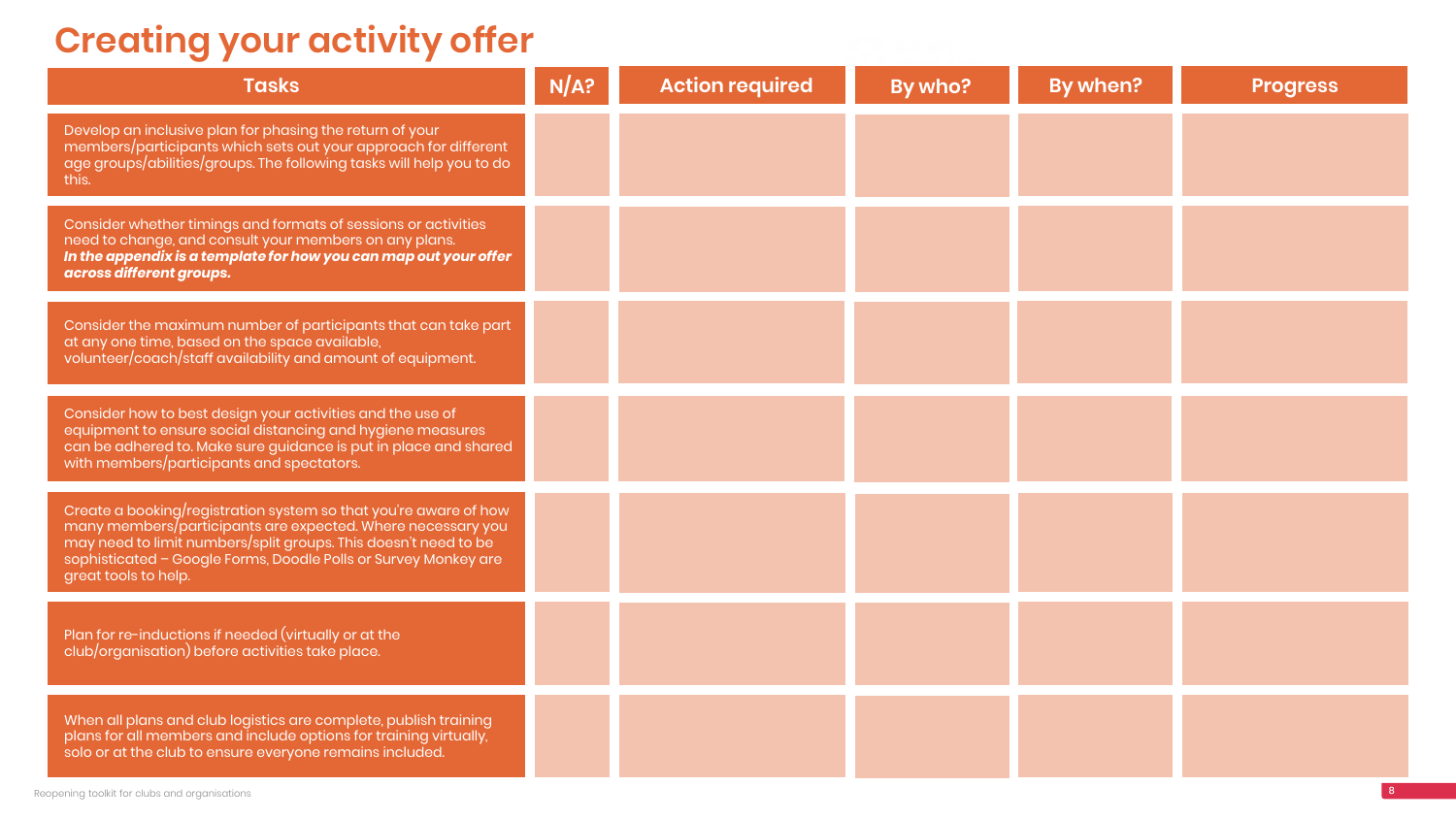# Creating your activity offer

| Tasks | N/A? | Action required | By who? | By when? | Progress |
| --- | --- | --- | --- | --- | --- |
| Develop an inclusive plan for phasing the return of your members/participants which sets out your approach for different age groups/abilities/groups. The following tasks will help you to do this. | | | | | |
| Consider whether timings and formats of sessions or activities need to change, and consult your members on any plans. ***In the appendix is a template for how you can map out your offer across different groups.*** | | | | | |
| Consider the maximum number of participants that can take part at any one time, based on the space available, volunteer/coach/staff availability and amount of equipment. | | | | | |
| Consider how to best design your activities and the use of equipment to ensure social distancing and hygiene measures can be adhered to. Make sure guidance is put in place and shared with members/participants and spectators. | | | | | |
| Create a booking/registration system so that you're aware of how many members/participants are expected. Where necessary you may need to limit numbers/split groups. This doesn't need to be sophisticated – Google Forms, Doodle Polls or Survey Monkey are great tools to help. | | | | | |
| Plan for re-inductions if needed (virtually or at the club/organisation) before activities take place. | | | | | |
| When all plans and club logistics are complete, publish training plans for all members and include options for training virtually, solo or at the club to ensure everyone remains included. | | | | | |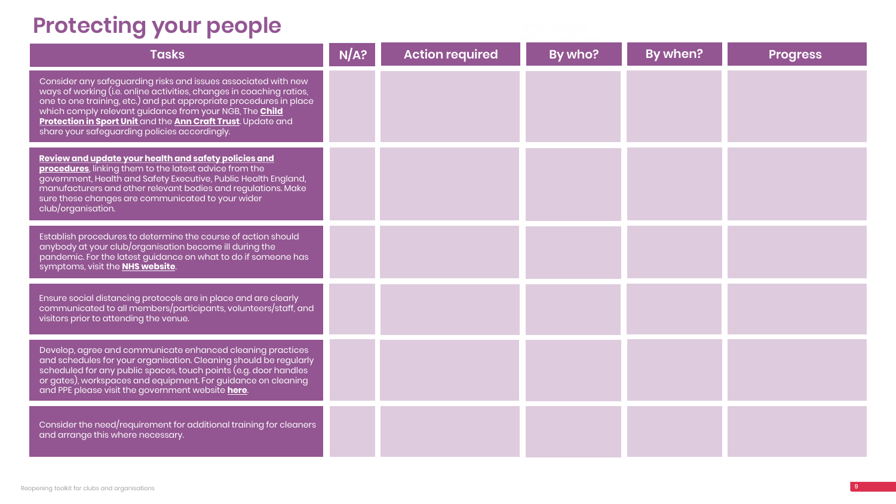# Protecting your people

| Tasks | N/A? | Action required | By who? | By when? | Progress |
|---|---|---|---|---|---|
| Consider any safeguarding risks and issues associated with new ways of working (i.e. online activities, changes in coaching ratios, one to one training, etc.) and put appropriate procedures in place which comply relevant guidance from your NGB, The **Child Protection in Sport Unit** and the **Ann Craft Trust**. Update and share your safeguarding policies accordingly. | | | | | |
| **Review and update your health and safety policies and procedures**, linking them to the latest advice from the government, Health and Safety Executive, Public Health England, manufacturers and other relevant bodies and regulations. Make sure these changes are communicated to your wider club/organisation. | | | | | |
| Establish procedures to determine the course of action should anybody at your club/organisation become ill during the pandemic. For the latest guidance on what to do if someone has symptoms, visit the **NHS website**. | | | | | |
| Ensure social distancing protocols are in place and are clearly communicated to all members/participants, volunteers/staff, and visitors prior to attending the venue. | | | | | |
| Develop, agree and communicate enhanced cleaning practices and schedules for your organisation. Cleaning should be regularly scheduled for any public spaces, touch points (e.g. door handles or gates), workspaces and equipment. For guidance on cleaning and PPE please visit the government website **here**. | | | | | |
| Consider the need/requirement for additional training for cleaners and arrange this where necessary. | | | | | |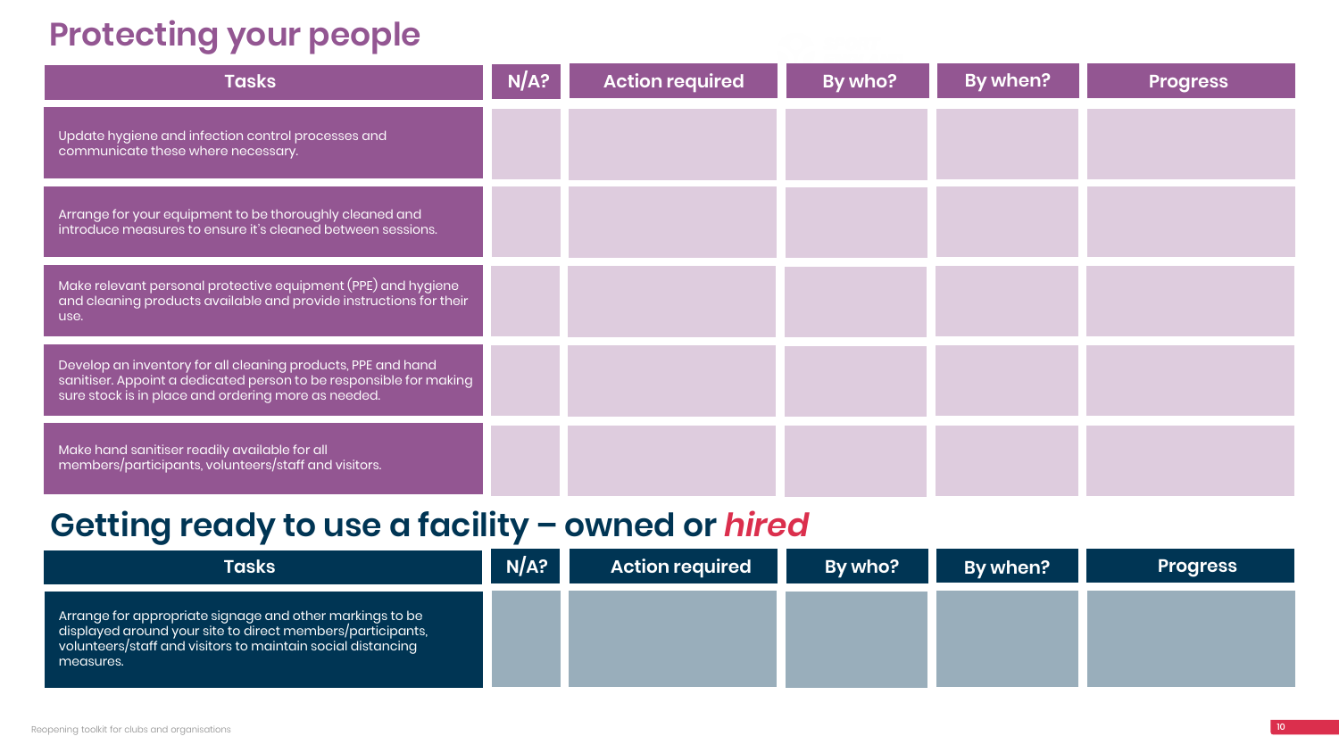# Protecting your people

| Tasks | N/A? | Action required | By who? | By when? | Progress |
|---|---|---|---|---|---|
| Update hygiene and infection control processes and communicate these where necessary. | | | | | |
| Arrange for your equipment to be thoroughly cleaned and introduce measures to ensure it's cleaned between sessions. | | | | | |
| Make relevant personal protective equipment (PPE) and hygiene and cleaning products available and provide instructions for their use. | | | | | |
| Develop an inventory for all cleaning products, PPE and hand sanitiser. Appoint a dedicated person to be responsible for making sure stock is in place and ordering more as needed. | | | | | |
| Make hand sanitiser readily available for all members/participants, volunteers/staff and visitors. | | | | | |

# Getting ready to use a facility – owned or *hired*

| Tasks | N/A? | Action required | By who? | By when? | Progress |
|---|---|---|---|---|---|
| Arrange for appropriate signage and other markings to be displayed around your site to direct members/participants, volunteers/staff and visitors to maintain social distancing measures. | | | | | |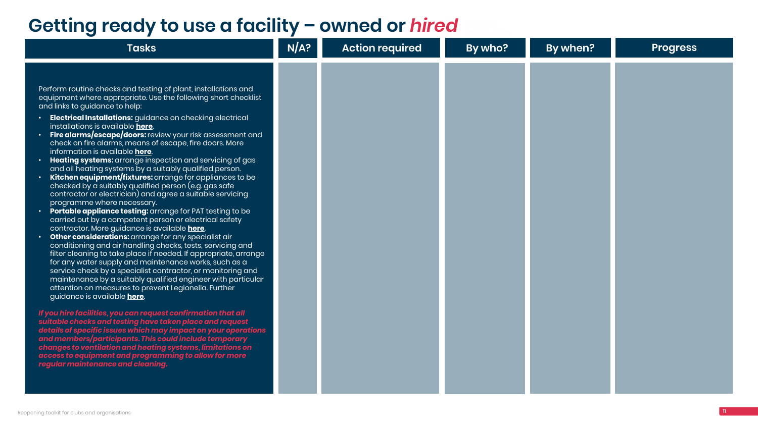# Getting ready to use a facility – owned or *hired*

| Tasks | N/A? | Action required | By who? | By when? | Progress |
|---|---|---|---|---|---|
| Perform routine checks and testing of plant, installations and equipment where appropriate. Use the following short checklist and links to guidance to help:<br>• **Electrical Installations:** guidance on checking electrical installations is available **here**.<br>• **Fire alarms/escape/doors:** review your risk assessment and check on fire alarms, means of escape, fire doors. More information is available **here**.<br>• **Heating systems:** arrange inspection and servicing of gas and oil heating systems by a suitably qualified person.<br>• **Kitchen equipment/fixtures:** arrange for appliances to be checked by a suitably qualified person (e.g. gas safe contractor or electrician) and agree a suitable servicing programme where necessary.<br>• **Portable appliance testing:** arrange for PAT testing to be carried out by a competent person or electrical safety contractor. More guidance is available **here**.<br>• **Other considerations:** arrange for any specialist air conditioning and air handling checks, tests, servicing and filter cleaning to take place if needed. If appropriate, arrange for any water supply and maintenance works, such as a service check by a specialist contractor, or monitoring and maintenance by a suitably qualified engineer with particular attention on measures to prevent Legionella. Further guidance is available **here**.<br><br>***If you hire facilities, you can request confirmation that all suitable checks and testing have taken place and request details of specific issues which may impact on your operations and members/participants. This could include temporary changes to ventilation and heating systems, limitations on access to equipment and programming to allow for more regular maintenance and cleaning.*** | | | | | |

Reopening toolkit for clubs and organisations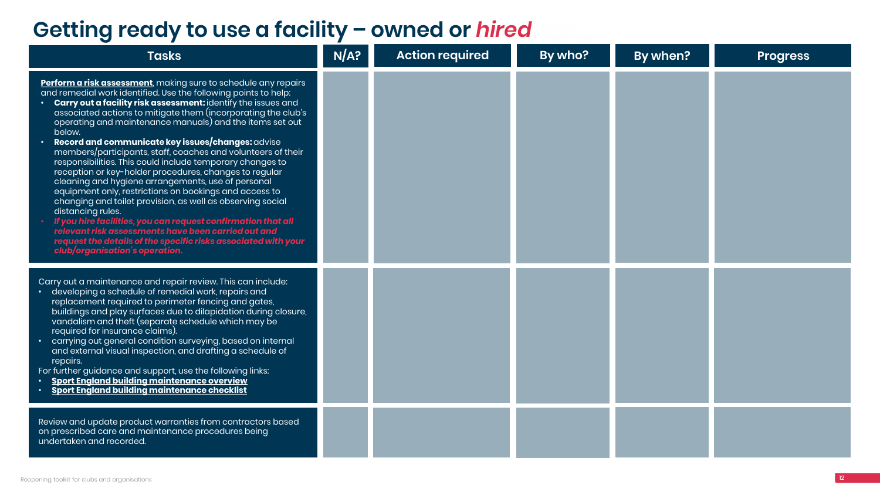# Getting ready to use a facility – owned or *hired*

| Tasks | N/A? | Action required | By who? | By when? | Progress |
|---|---|---|---|---|---|
| **Perform a risk assessment**, making sure to schedule any repairs and remedial work identified. Use the following points to help:<br>• **Carry out a facility risk assessment:** identify the issues and associated actions to mitigate them (incorporating the club's operating and maintenance manuals) and the items set out below.<br>• **Record and communicate key issues/changes:** advise members/participants, staff, coaches and volunteers of their responsibilities. This could include temporary changes to reception or key-holder procedures, changes to regular cleaning and hygiene arrangements, use of personal equipment only, restrictions on bookings and access to changing and toilet provision, as well as observing social distancing rules.<br>• ***If you hire facilities, you can request confirmation that all relevant risk assessments have been carried out and request the details of the specific risks associated with your club/organisation's operation.*** | | | | | |
| Carry out a maintenance and repair review. This can include:<br>• developing a schedule of remedial work, repairs and replacement required to perimeter fencing and gates, buildings and play surfaces due to dilapidation during closure, vandalism and theft (separate schedule which may be required for insurance claims).<br>• carrying out general condition surveying, based on internal and external visual inspection, and drafting a schedule of repairs.<br>For further guidance and support, use the following links:<br>• **Sport England building maintenance overview**<br>• **Sport England building maintenance checklist** | | | | | |
| Review and update product warranties from contractors based on prescribed care and maintenance procedures being undertaken and recorded. | | | | | |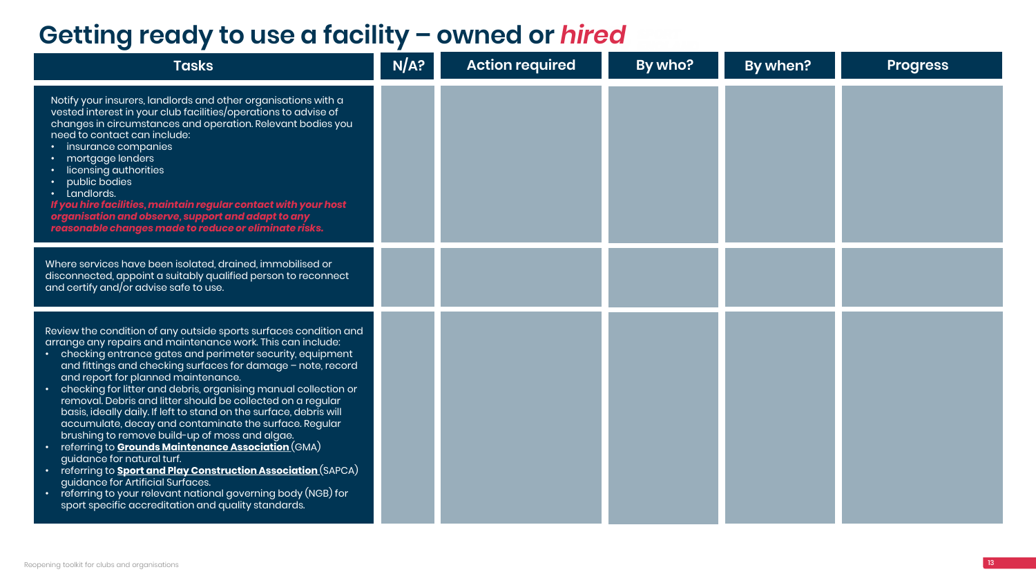# Getting ready to use a facility – owned or *hired*

| Tasks | N/A? | Action required | By who? | By when? | Progress |
|---|---|---|---|---|---|
| Notify your insurers, landlords and other organisations with a vested interest in your club facilities/operations to advise of changes in circumstances and operation. Relevant bodies you need to contact can include:<br>• insurance companies<br>• mortgage lenders<br>• licensing authorities<br>• public bodies<br>• Landlords.<br>***If you hire facilities, maintain regular contact with your host organisation and observe, support and adapt to any reasonable changes made to reduce or eliminate risks.*** | | | | | |
| Where services have been isolated, drained, immobilised or disconnected, appoint a suitably qualified person to reconnect and certify and/or advise safe to use. | | | | | |
| Review the condition of any outside sports surfaces condition and arrange any repairs and maintenance work. This can include:<br>• checking entrance gates and perimeter security, equipment and fittings and checking surfaces for damage – note, record and report for planned maintenance.<br>• checking for litter and debris, organising manual collection or removal. Debris and litter should be collected on a regular basis, ideally daily. If left to stand on the surface, debris will accumulate, decay and contaminate the surface. Regular brushing to remove build-up of moss and algae.<br>• referring to **Grounds Maintenance Association** (GMA) guidance for natural turf.<br>• referring to **Sport and Play Construction Association** (SAPCA) guidance for Artificial Surfaces.<br>• referring to your relevant national governing body (NGB) for sport specific accreditation and quality standards. | | | | | |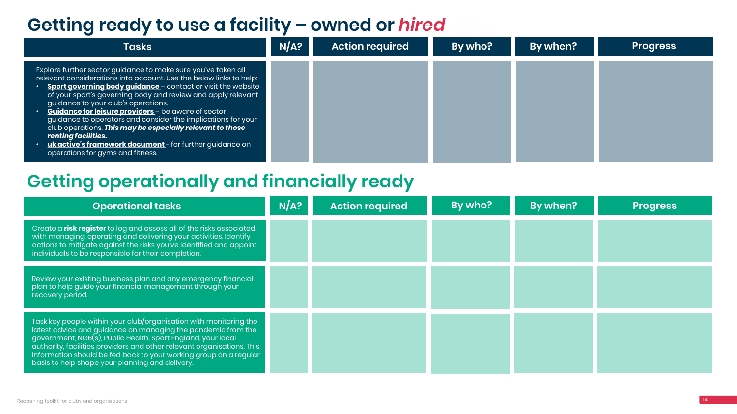# Getting ready to use a facility – owned or *hired*

| Tasks | N/A? | Action required | By who? | By when? | Progress |
|---|---|---|---|---|---|
| Explore further sector guidance to make sure you've taken all relevant considerations into account. Use the below links to help:<br>• **Sport governing body guidance** – contact or visit the website of your sport's governing body and review and apply relevant guidance to your club's operations.<br>• **Guidance for leisure providers** – be aware of sector guidance to operators and consider the implications for your club operations. ***This may be especially relevant to those renting facilities.***<br>• **uk active's framework document** - for further guidance on operations for gyms and fitness. | | | | | |

# Getting operationally and financially ready

| Operational tasks | N/A? | Action required | By who? | By when? | Progress |
|---|---|---|---|---|---|
| Create a **risk register** to log and assess all of the risks associated with managing, operating and delivering your activities. Identify actions to mitigate against the risks you've identified and appoint individuals to be responsible for their completion. | | | | | |
| Review your existing business plan and any emergency financial plan to help guide your financial management through your recovery period. | | | | | |
| Task key people within your club/organisation with monitoring the latest advice and guidance on managing the pandemic from the government, NGB(s), Public Health, Sport England, your local authority, facilities providers and other relevant organisations. This information should be fed back to your working group on a regular basis to help shape your planning and delivery. | | | | | |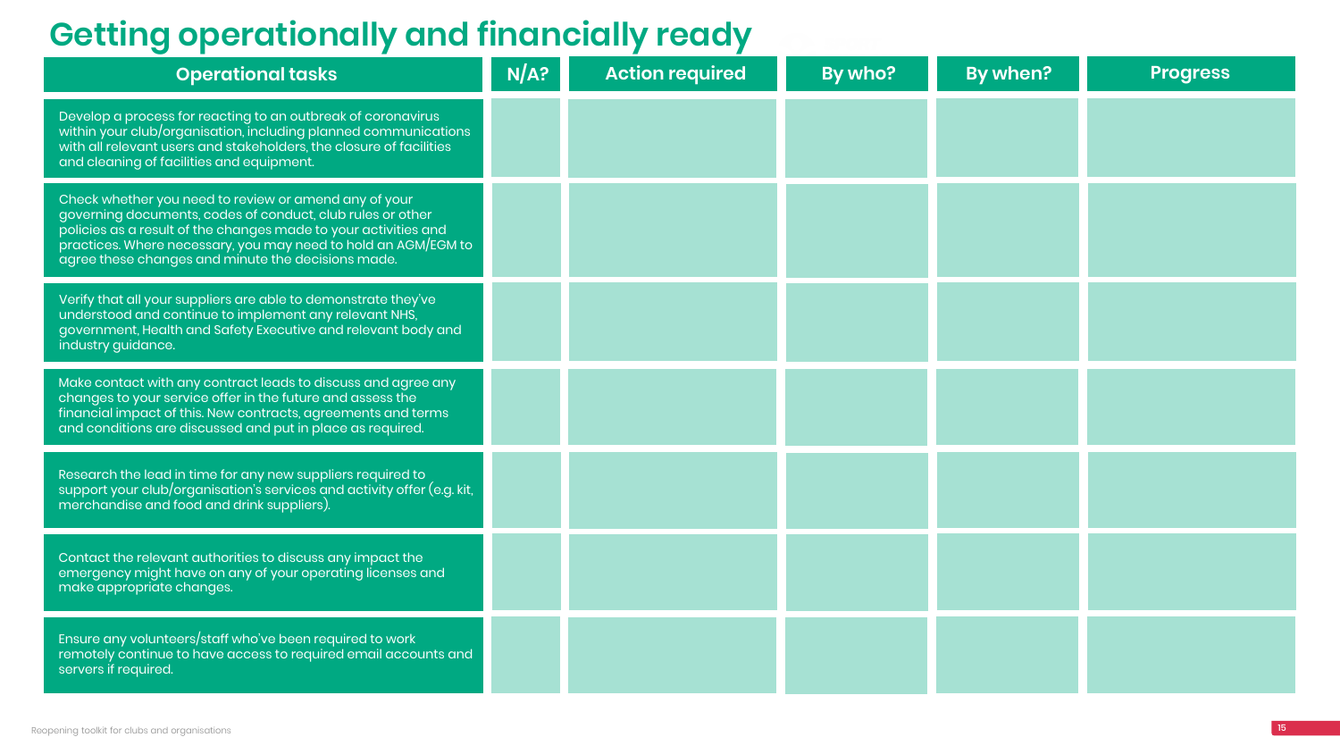# Getting operationally and financially ready

| Operational tasks | N/A? | Action required | By who? | By when? | Progress |
|---|---|---|---|---|---|
| Develop a process for reacting to an outbreak of coronavirus within your club/organisation, including planned communications with all relevant users and stakeholders, the closure of facilities and cleaning of facilities and equipment. | | | | | |
| Check whether you need to review or amend any of your governing documents, codes of conduct, club rules or other policies as a result of the changes made to your activities and practices. Where necessary, you may need to hold an AGM/EGM to agree these changes and minute the decisions made. | | | | | |
| Verify that all your suppliers are able to demonstrate they've understood and continue to implement any relevant NHS, government, Health and Safety Executive and relevant body and industry guidance. | | | | | |
| Make contact with any contract leads to discuss and agree any changes to your service offer in the future and assess the financial impact of this. New contracts, agreements and terms and conditions are discussed and put in place as required. | | | | | |
| Research the lead in time for any new suppliers required to support your club/organisation's services and activity offer (e.g. kit, merchandise and food and drink suppliers). | | | | | |
| Contact the relevant authorities to discuss any impact the emergency might have on any of your operating licenses and make appropriate changes. | | | | | |
| Ensure any volunteers/staff who've been required to work remotely continue to have access to required email accounts and servers if required. | | | | | |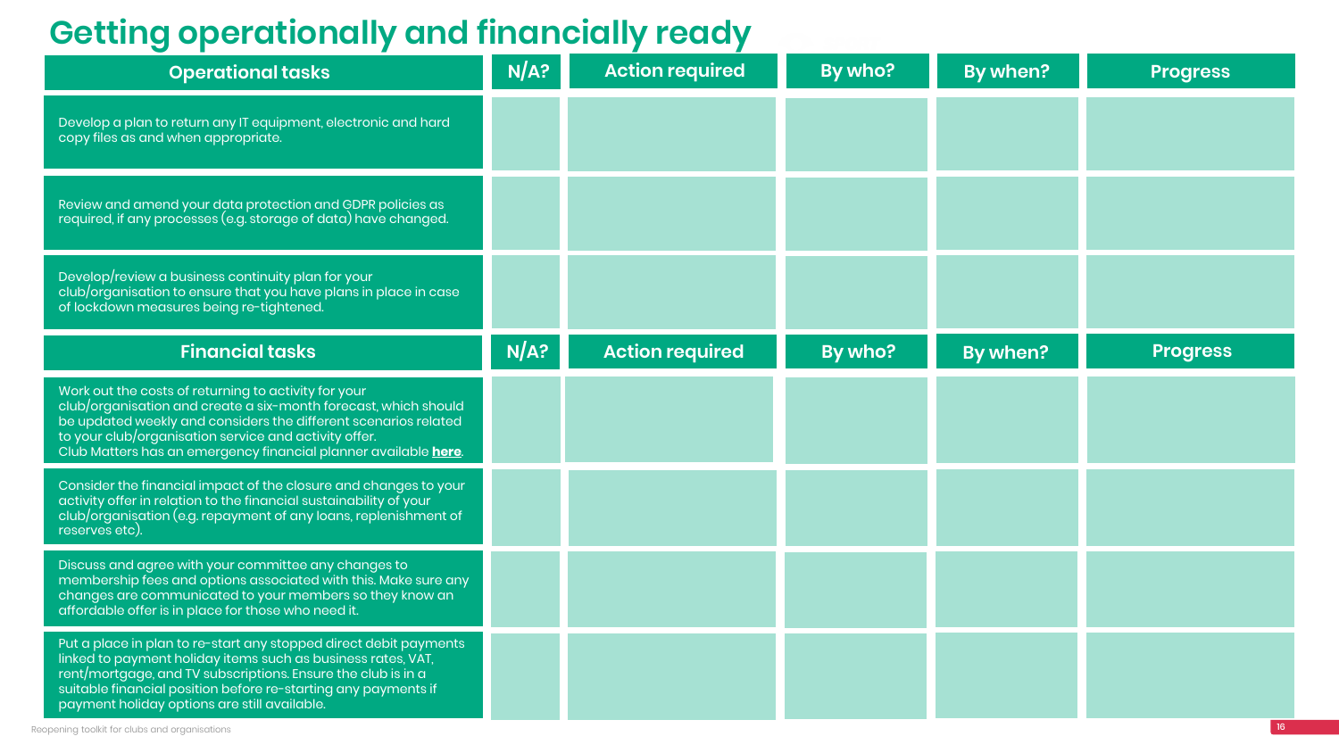# Getting operationally and financially ready

| Operational tasks | N/A? | Action required | By who? | By when? | Progress |
|---|---|---|---|---|---|
| Develop a plan to return any IT equipment, electronic and hard copy files as and when appropriate. | | | | | |
| Review and amend your data protection and GDPR policies as required, if any processes (e.g. storage of data) have changed. | | | | | |
| Develop/review a business continuity plan for your club/organisation to ensure that you have plans in place in case of lockdown measures being re-tightened. | | | | | |

| Financial tasks | N/A? | Action required | By who? | By when? | Progress |
|---|---|---|---|---|---|
| Work out the costs of returning to activity for your club/organisation and create a six-month forecast, which should be updated weekly and considers the different scenarios related to your club/organisation service and activity offer. Club Matters has an emergency financial planner available **here**. | | | | | |
| Consider the financial impact of the closure and changes to your activity offer in relation to the financial sustainability of your club/organisation (e.g. repayment of any loans, replenishment of reserves etc). | | | | | |
| Discuss and agree with your committee any changes to membership fees and options associated with this. Make sure any changes are communicated to your members so they know an affordable offer is in place for those who need it. | | | | | |
| Put a place in plan to re-start any stopped direct debit payments linked to payment holiday items such as business rates, VAT, rent/mortgage, and TV subscriptions. Ensure the club is in a suitable financial position before re-starting any payments if payment holiday options are still available. | | | | | |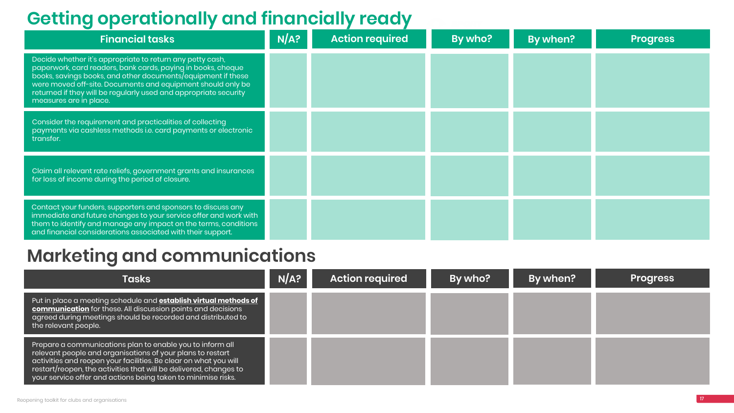# Getting operationally and financially ready

| Financial tasks | N/A? | Action required | By who? | By when? | Progress |
|---|---|---|---|---|---|
| Decide whether it's appropriate to return any petty cash, paperwork, card readers, bank cards, paying in books, cheque books, savings books, and other documents/equipment if these were moved off-site. Documents and equipment should only be returned if they will be regularly used and appropriate security measures are in place. | | | | | |
| Consider the requirement and practicalities of collecting payments via cashless methods i.e. card payments or electronic transfer. | | | | | |
| Claim all relevant rate reliefs, government grants and insurances for loss of income during the period of closure. | | | | | |
| Contact your funders, supporters and sponsors to discuss any immediate and future changes to your service offer and work with them to identify and manage any impact on the terms, conditions and financial considerations associated with their support. | | | | | |

# Marketing and communications

| Tasks | N/A? | Action required | By who? | By when? | Progress |
|---|---|---|---|---|---|
| Put in place a meeting schedule and **establish virtual methods of communication** for these. All discussion points and decisions agreed during meetings should be recorded and distributed to the relevant people. | | | | | |
| Prepare a communications plan to enable you to inform all relevant people and organisations of your plans to restart activities and reopen your facilities. Be clear on what you will restart/reopen, the activities that will be delivered, changes to your service offer and actions being taken to minimise risks. | | | | | |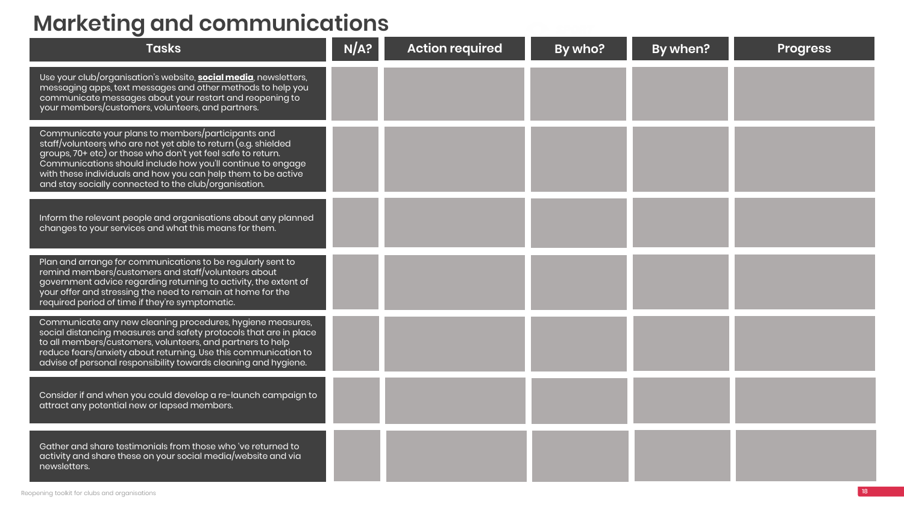# Marketing and communications

| Tasks | N/A? | Action required | By who? | By when? | Progress |
| --- | --- | --- | --- | --- | --- |
| Use your club/organisation's website, **social media**, newsletters, messaging apps, text messages and other methods to help you communicate messages about your restart and reopening to your members/customers, volunteers, and partners. | | | | | |
| Communicate your plans to members/participants and staff/volunteers who are not yet able to return (e.g. shielded groups, 70+ etc) or those who don't yet feel safe to return. Communications should include how you'll continue to engage with these individuals and how you can help them to be active and stay socially connected to the club/organisation. | | | | | |
| Inform the relevant people and organisations about any planned changes to your services and what this means for them. | | | | | |
| Plan and arrange for communications to be regularly sent to remind members/customers and staff/volunteers about government advice regarding returning to activity, the extent of your offer and stressing the need to remain at home for the required period of time if they're symptomatic. | | | | | |
| Communicate any new cleaning procedures, hygiene measures, social distancing measures and safety protocols that are in place to all members/customers, volunteers, and partners to help reduce fears/anxiety about returning. Use this communication to advise of personal responsibility towards cleaning and hygiene. | | | | | |
| Consider if and when you could develop a re-launch campaign to attract any potential new or lapsed members. | | | | | |
| Gather and share testimonials from those who 've returned to activity and share these on your social media/website and via newsletters. | | | | | |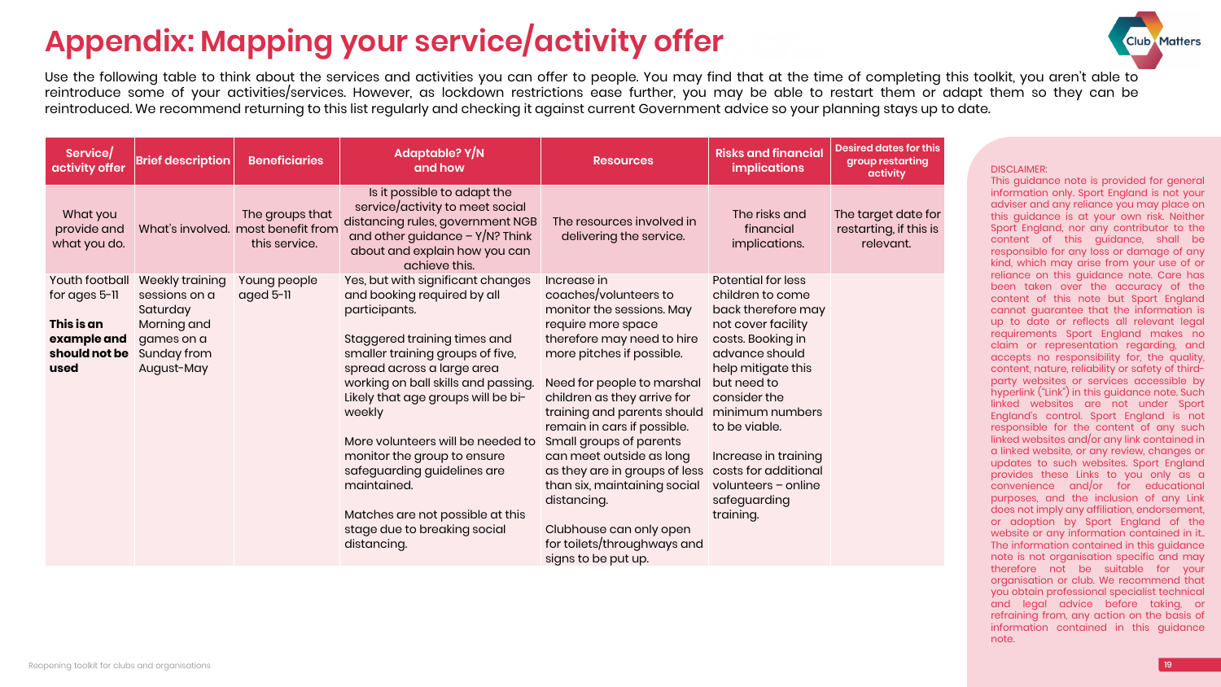# Appendix: Mapping your service/activity offer

Use the following table to think about the services and activities you can offer to people. You may find that at the time of completing this toolkit, you aren't able to reintroduce some of your activities/services. However, as lockdown restrictions ease further, you may be able to restart them or adapt them so they can be reintroduced. We recommend returning to this list regularly and checking it against current Government advice so your planning stays up to date.

| Service/ activity offer | Brief description | Beneficiaries | Adaptable? Y/N and how | Resources | Risks and financial implications | Desired dates for this group restarting activity |
|---|---|---|---|---|---|---|
| What you provide and what you do. | What's involved. | The groups that most benefit from this service. | Is it possible to adapt the service/activity to meet social distancing rules, government NGB and other guidance – Y/N? Think about and explain how you can achieve this. | The resources involved in delivering the service. | The risks and financial implications. | The target date for restarting, if this is relevant. |
| Youth football for ages 5-11<br><br>**This is an example and should not be used** | Weekly training sessions on a Saturday Morning and games on a Sunday from August-May | Young people aged 5-11 | Yes, but with significant changes and booking required by all participants.<br><br>Staggered training times and smaller training groups of five, spread across a large area working on ball skills and passing. Likely that age groups will be bi-weekly<br><br>More volunteers will be needed to monitor the group to ensure safeguarding guidelines are maintained.<br><br>Matches are not possible at this stage due to breaking social distancing. | Increase in coaches/volunteers to monitor the sessions. May require more space therefore may need to hire more pitches if possible.<br><br>Need for people to marshal children as they arrive for training and parents should remain in cars if possible. Small groups of parents can meet outside as long as they are in groups of less than six, maintaining social distancing.<br><br>Clubhouse can only open for toilets/throughways and signs to be put up. | Potential for less children to come back therefore may not cover facility costs. Booking in advance should help mitigate this but need to consider the minimum numbers to be viable.<br><br>Increase in training costs for additional volunteers – online safeguarding training. | |

DISCLAIMER:
This guidance note is provided for general information only. Sport England is not your adviser and any reliance you may place on this guidance is at your own risk. Neither Sport England, nor any contributor to the content of this guidance, shall be responsible for any loss or damage of any kind, which may arise from your use of or reliance on this guidance note. Care has been taken over the accuracy of the content of this guidance note but Sport England cannot guarantee that the information is up to date or reflects all relevant legal requirements Sport England makes no claim or representation regarding, and accepts no responsibility for, the quality, content, nature, reliability or safety of third-party websites or services accessible by hyperlink ("Link") in this guidance note. Such linked websites are not under Sport England's control. Sport England is not responsible for the content of any such linked websites and/or any link contained in a linked website, or any review, changes or updates to such websites. Sport England provides these Links to you only as a convenience and/or for educational purposes, and the inclusion of any Link does not imply any affiliation, endorsement, or adoption by Sport England of the website or any information contained in it.. The information contained in this guidance note is not organisation specific and may therefore not be suitable for your organisation or club. We recommend that you obtain professional specialist technical and legal advice before taking, or refraining from, any action on the basis of information contained in this guidance note.